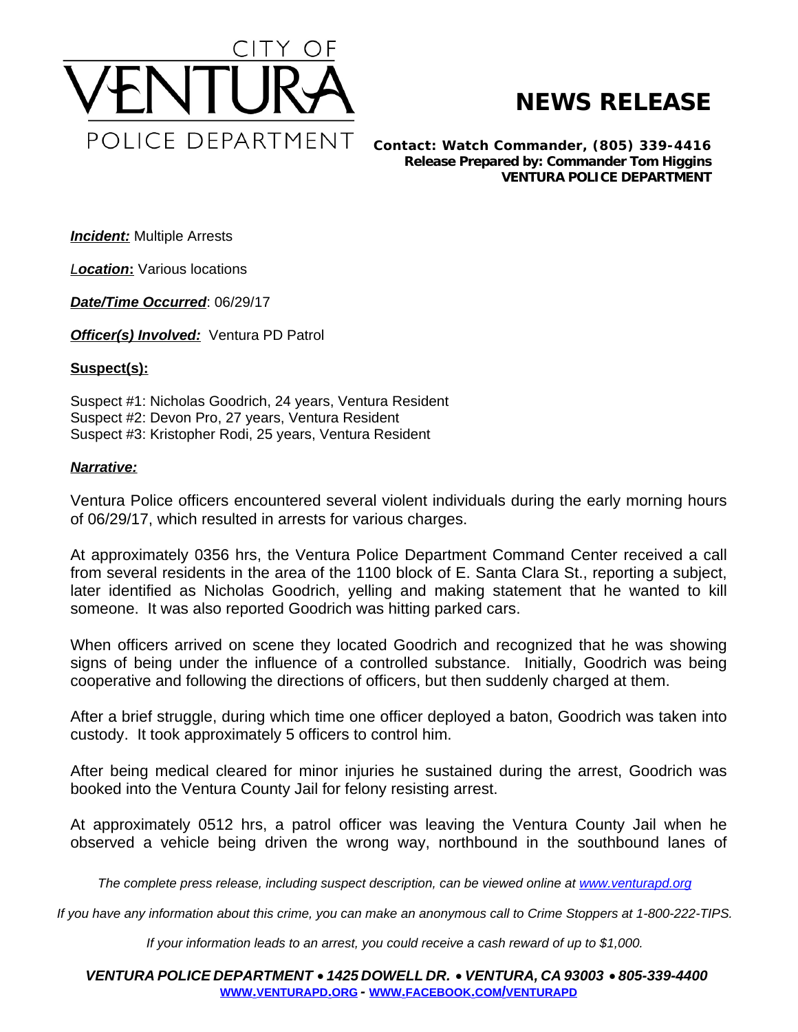# CITY OF VENTURA POLICE DEPARTMENT

## NEWS RELEASE

**Contact: Watch Commander, (805) 339-4416**
**Release Prepared by: Commander Tom Higgins**
**VENTURA POLICE DEPARTMENT**

***Incident:*** Multiple Arrests

***Location*:** Various locations

***Date/Time Occurred***: 06/29/17

***Officer(s) Involved:*** Ventura PD Patrol

**Suspect(s):**

Suspect #1: Nicholas Goodrich, 24 years, Ventura Resident
Suspect #2: Devon Pro, 27 years, Ventura Resident
Suspect #3: Kristopher Rodi, 25 years, Ventura Resident

***Narrative:***

Ventura Police officers encountered several violent individuals during the early morning hours of 06/29/17, which resulted in arrests for various charges.

At approximately 0356 hrs, the Ventura Police Department Command Center received a call from several residents in the area of the 1100 block of E. Santa Clara St., reporting a subject, later identified as Nicholas Goodrich, yelling and making statement that he wanted to kill someone. It was also reported Goodrich was hitting parked cars.

When officers arrived on scene they located Goodrich and recognized that he was showing signs of being under the influence of a controlled substance. Initially, Goodrich was being cooperative and following the directions of officers, but then suddenly charged at them.

After a brief struggle, during which time one officer deployed a baton, Goodrich was taken into custody. It took approximately 5 officers to control him.

After being medical cleared for minor injuries he sustained during the arrest, Goodrich was booked into the Ventura County Jail for felony resisting arrest.

At approximately 0512 hrs, a patrol officer was leaving the Ventura County Jail when he observed a vehicle being driven the wrong way, northbound in the southbound lanes of

*The complete press release, including suspect description, can be viewed online at www.venturapd.org*

*If you have any information about this crime, you can make an anonymous call to Crime Stoppers at 1-800-222-TIPS.*

*If your information leads to an arrest, you could receive a cash reward of up to $1,000.*

***VENTURA POLICE DEPARTMENT • 1425 DOWELL DR. • VENTURA, CA 93003 • 805-339-4400***
**WWW.VENTURAPD.ORG - WWW.FACEBOOK.COM/VENTURAPD**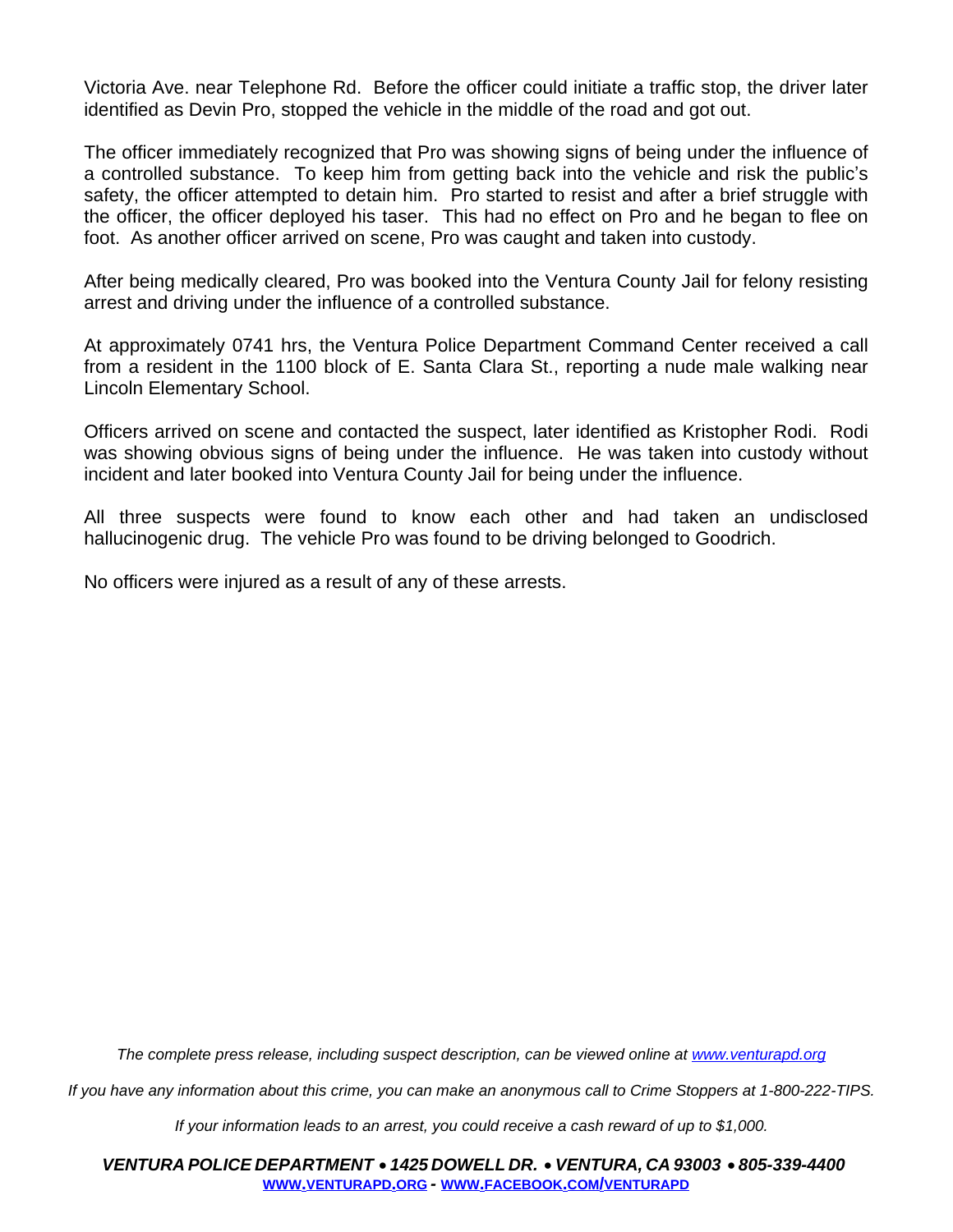Victoria Ave. near Telephone Rd. Before the officer could initiate a traffic stop, the driver later identified as Devin Pro, stopped the vehicle in the middle of the road and got out.

The officer immediately recognized that Pro was showing signs of being under the influence of a controlled substance. To keep him from getting back into the vehicle and risk the public's safety, the officer attempted to detain him. Pro started to resist and after a brief struggle with the officer, the officer deployed his taser. This had no effect on Pro and he began to flee on foot. As another officer arrived on scene, Pro was caught and taken into custody.

After being medically cleared, Pro was booked into the Ventura County Jail for felony resisting arrest and driving under the influence of a controlled substance.

At approximately 0741 hrs, the Ventura Police Department Command Center received a call from a resident in the 1100 block of E. Santa Clara St., reporting a nude male walking near Lincoln Elementary School.

Officers arrived on scene and contacted the suspect, later identified as Kristopher Rodi. Rodi was showing obvious signs of being under the influence. He was taken into custody without incident and later booked into Ventura County Jail for being under the influence.

All three suspects were found to know each other and had taken an undisclosed hallucinogenic drug. The vehicle Pro was found to be driving belonged to Goodrich.

No officers were injured as a result of any of these arrests.

*The complete press release, including suspect description, can be viewed online at [www.venturapd.org](http://www.venturapd.org)*

*If you have any information about this crime, you can make an anonymous call to Crime Stoppers at 1-800-222-TIPS.*

*If your information leads to an arrest, you could receive a cash reward of up to $1,000.*

***VENTURA POLICE DEPARTMENT • 1425 DOWELL DR. • VENTURA, CA 93003 • 805-339-4400***

**[WWW.VENTURAPD.ORG](http://www.venturapd.org) - [WWW.FACEBOOK.COM/VENTURAPD](http://www.facebook.com/venturapd)**